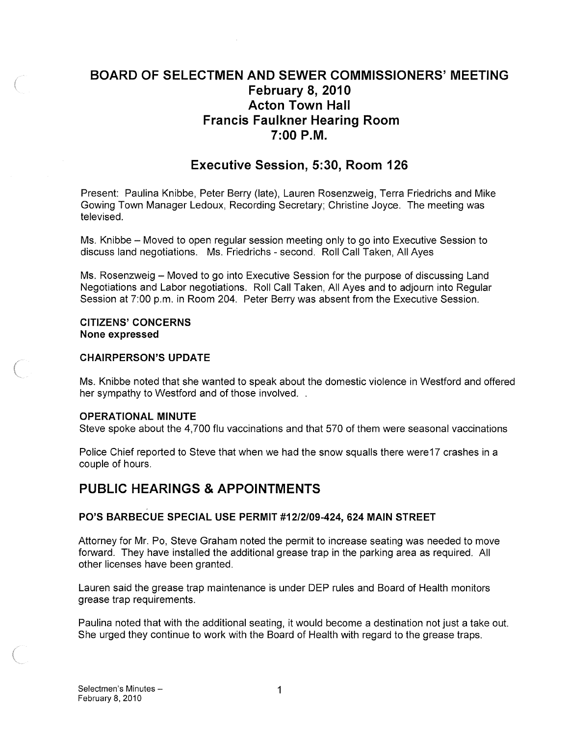# BOARD OF SELECTMEN AND SEWER COMMISSIONERS' MEETING
## February 8, 2010
## Acton Town Hall
## Francis Faulkner Hearing Room
## 7:00 P.M.

## Executive Session, 5:30, Room 126

Present: Paulina Knibbe, Peter Berry (late), Lauren Rosenzweig, Terra Friedrichs and Mike Gowing Town Manager Ledoux, Recording Secretary; Christine Joyce. The meeting was televised.

Ms. Knibbe – Moved to open regular session meeting only to go into Executive Session to discuss land negotiations. Ms. Friedrichs - second. Roll Call Taken, All Ayes

Ms. Rosenzweig – Moved to go into Executive Session for the purpose of discussing Land Negotiations and Labor negotiations. Roll Call Taken, All Ayes and to adjourn into Regular Session at 7:00 p.m. in Room 204. Peter Berry was absent from the Executive Session.

**CITIZENS' CONCERNS**
**None expressed**

**CHAIRPERSON'S UPDATE**

Ms. Knibbe noted that she wanted to speak about the domestic violence in Westford and offered her sympathy to Westford and of those involved. .

**OPERATIONAL MINUTE**
Steve spoke about the 4,700 flu vaccinations and that 570 of them were seasonal vaccinations

Police Chief reported to Steve that when we had the snow squalls there were17 crashes in a couple of hours.

## PUBLIC HEARINGS & APPOINTMENTS

**PO'S BARBECUE SPECIAL USE PERMIT #12/2/09-424, 624 MAIN STREET**

Attorney for Mr. Po, Steve Graham noted the permit to increase seating was needed to move forward. They have installed the additional grease trap in the parking area as required. All other licenses have been granted.

Lauren said the grease trap maintenance is under DEP rules and Board of Health monitors grease trap requirements.

Paulina noted that with the additional seating, it would become a destination not just a take out. She urged they continue to work with the Board of Health with regard to the grease traps.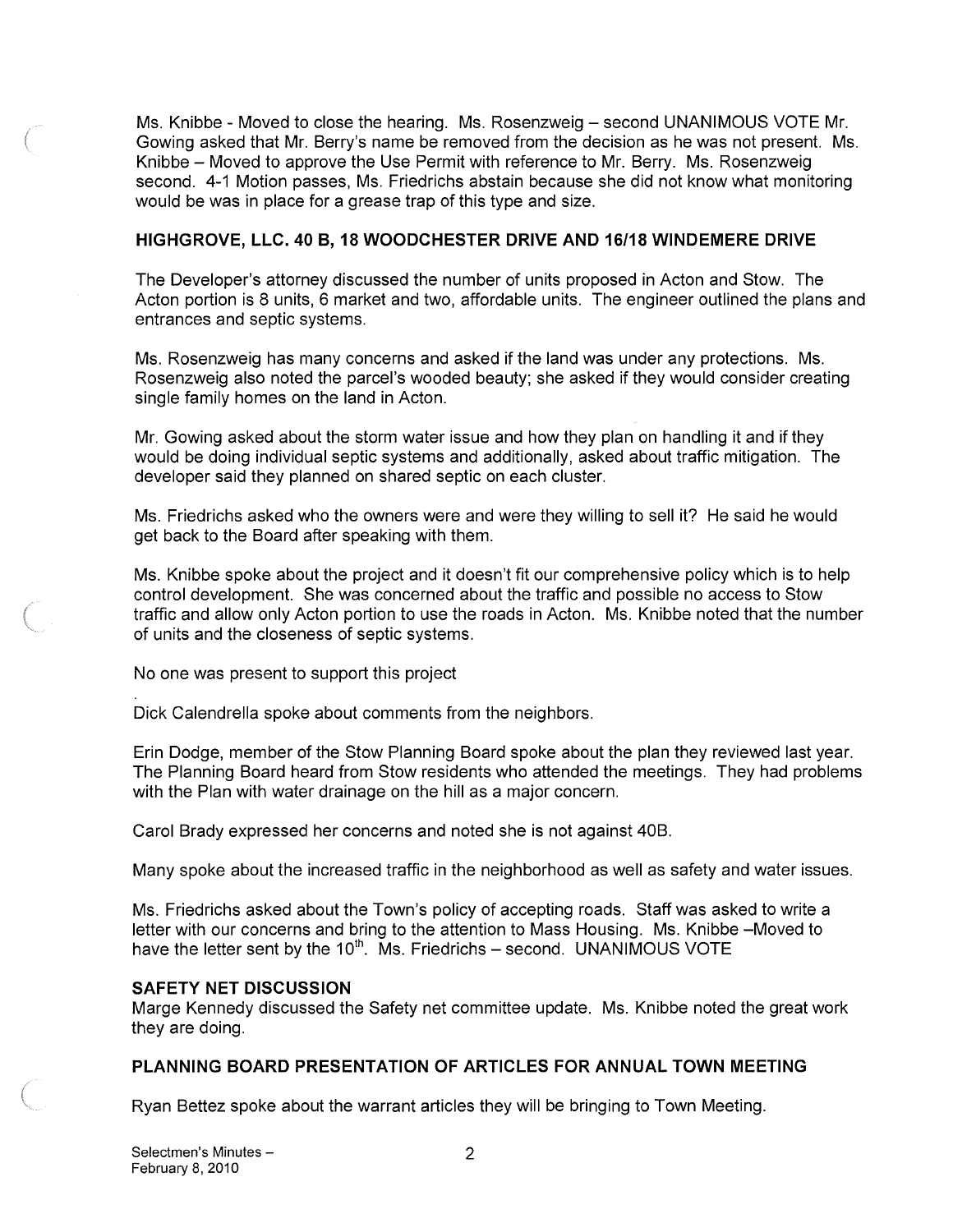Ms. Knibbe - Moved to close the hearing. Ms. Rosenzweig – second UNANIMOUS VOTE Mr. Gowing asked that Mr. Berry's name be removed from the decision as he was not present. Ms. Knibbe – Moved to approve the Use Permit with reference to Mr. Berry. Ms. Rosenzweig second. 4-1 Motion passes, Ms. Friedrichs abstain because she did not know what monitoring would be was in place for a grease trap of this type and size.

**HIGHGROVE, LLC. 40 B, 18 WOODCHESTER DRIVE AND 16/18 WINDEMERE DRIVE**

The Developer's attorney discussed the number of units proposed in Acton and Stow. The Acton portion is 8 units, 6 market and two, affordable units. The engineer outlined the plans and entrances and septic systems.

Ms. Rosenzweig has many concerns and asked if the land was under any protections. Ms. Rosenzweig also noted the parcel's wooded beauty; she asked if they would consider creating single family homes on the land in Acton.

Mr. Gowing asked about the storm water issue and how they plan on handling it and if they would be doing individual septic systems and additionally, asked about traffic mitigation. The developer said they planned on shared septic on each cluster.

Ms. Friedrichs asked who the owners were and were they willing to sell it? He said he would get back to the Board after speaking with them.

Ms. Knibbe spoke about the project and it doesn't fit our comprehensive policy which is to help control development. She was concerned about the traffic and possible no access to Stow traffic and allow only Acton portion to use the roads in Acton. Ms. Knibbe noted that the number of units and the closeness of septic systems.

No one was present to support this project

.
Dick Calendrella spoke about comments from the neighbors.

Erin Dodge, member of the Stow Planning Board spoke about the plan they reviewed last year. The Planning Board heard from Stow residents who attended the meetings. They had problems with the Plan with water drainage on the hill as a major concern.

Carol Brady expressed her concerns and noted she is not against 40B.

Many spoke about the increased traffic in the neighborhood as well as safety and water issues.

Ms. Friedrichs asked about the Town's policy of accepting roads. Staff was asked to write a letter with our concerns and bring to the attention to Mass Housing. Ms. Knibbe –Moved to have the letter sent by the 10th. Ms. Friedrichs – second. UNANIMOUS VOTE

**SAFETY NET DISCUSSION**

Marge Kennedy discussed the Safety net committee update. Ms. Knibbe noted the great work they are doing.

**PLANNING BOARD PRESENTATION OF ARTICLES FOR ANNUAL TOWN MEETING**

Ryan Bettez spoke about the warrant articles they will be bringing to Town Meeting.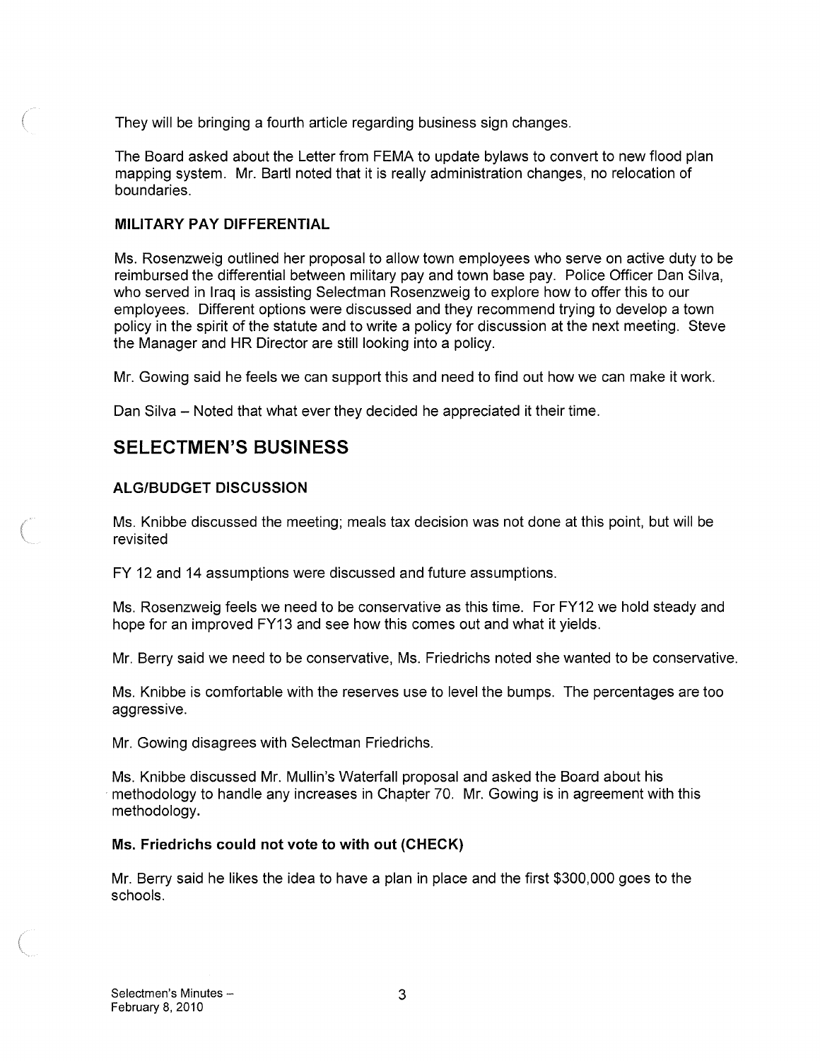They will be bringing a fourth article regarding business sign changes.

The Board asked about the Letter from FEMA to update bylaws to convert to new flood plan mapping system. Mr. Bartl noted that it is really administration changes, no relocation of boundaries.

### MILITARY PAY DIFFERENTIAL

Ms. Rosenzweig outlined her proposal to allow town employees who serve on active duty to be reimbursed the differential between military pay and town base pay. Police Officer Dan Silva, who served in Iraq is assisting Selectman Rosenzweig to explore how to offer this to our employees. Different options were discussed and they recommend trying to develop a town policy in the spirit of the statute and to write a policy for discussion at the next meeting. Steve the Manager and HR Director are still looking into a policy.

Mr. Gowing said he feels we can support this and need to find out how we can make it work.

Dan Silva – Noted that what ever they decided he appreciated it their time.

## SELECTMEN'S BUSINESS

### ALG/BUDGET DISCUSSION

Ms. Knibbe discussed the meeting; meals tax decision was not done at this point, but will be revisited

FY 12 and 14 assumptions were discussed and future assumptions.

Ms. Rosenzweig feels we need to be conservative as this time. For FY12 we hold steady and hope for an improved FY13 and see how this comes out and what it yields.

Mr. Berry said we need to be conservative, Ms. Friedrichs noted she wanted to be conservative.

Ms. Knibbe is comfortable with the reserves use to level the bumps. The percentages are too aggressive.

Mr. Gowing disagrees with Selectman Friedrichs.

Ms. Knibbe discussed Mr. Mullin's Waterfall proposal and asked the Board about his methodology to handle any increases in Chapter 70. Mr. Gowing is in agreement with this methodology.

**Ms. Friedrichs could not vote to with out (CHECK)**

Mr. Berry said he likes the idea to have a plan in place and the first $300,000 goes to the schools.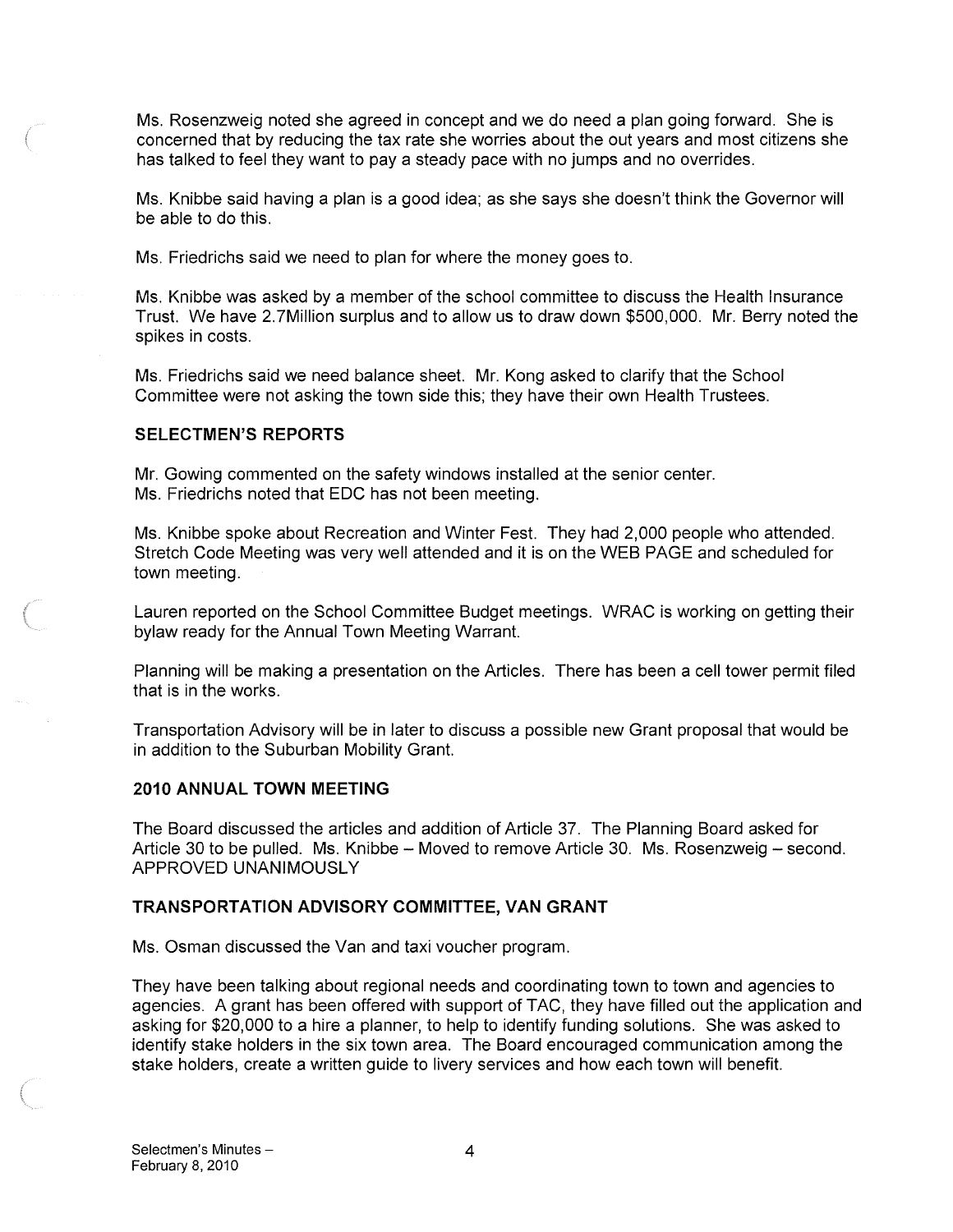Ms. Rosenzweig noted she agreed in concept and we do need a plan going forward. She is concerned that by reducing the tax rate she worries about the out years and most citizens she has talked to feel they want to pay a steady pace with no jumps and no overrides.

Ms. Knibbe said having a plan is a good idea; as she says she doesn't think the Governor will be able to do this.

Ms. Friedrichs said we need to plan for where the money goes to.

Ms. Knibbe was asked by a member of the school committee to discuss the Health Insurance Trust. We have 2.7Million surplus and to allow us to draw down $500,000. Mr. Berry noted the spikes in costs.

Ms. Friedrichs said we need balance sheet. Mr. Kong asked to clarify that the School Committee were not asking the town side this; they have their own Health Trustees.

### SELECTMEN'S REPORTS

Mr. Gowing commented on the safety windows installed at the senior center.
Ms. Friedrichs noted that EDC has not been meeting.

Ms. Knibbe spoke about Recreation and Winter Fest. They had 2,000 people who attended. Stretch Code Meeting was very well attended and it is on the WEB PAGE and scheduled for town meeting.

Lauren reported on the School Committee Budget meetings. WRAC is working on getting their bylaw ready for the Annual Town Meeting Warrant.

Planning will be making a presentation on the Articles. There has been a cell tower permit filed that is in the works.

Transportation Advisory will be in later to discuss a possible new Grant proposal that would be in addition to the Suburban Mobility Grant.

### 2010 ANNUAL TOWN MEETING

The Board discussed the articles and addition of Article 37. The Planning Board asked for Article 30 to be pulled. Ms. Knibbe – Moved to remove Article 30. Ms. Rosenzweig – second. APPROVED UNANIMOUSLY

### TRANSPORTATION ADVISORY COMMITTEE, VAN GRANT

Ms. Osman discussed the Van and taxi voucher program.

They have been talking about regional needs and coordinating town to town and agencies to agencies. A grant has been offered with support of TAC, they have filled out the application and asking for $20,000 to a hire a planner, to help to identify funding solutions. She was asked to identify stake holders in the six town area. The Board encouraged communication among the stake holders, create a written guide to livery services and how each town will benefit.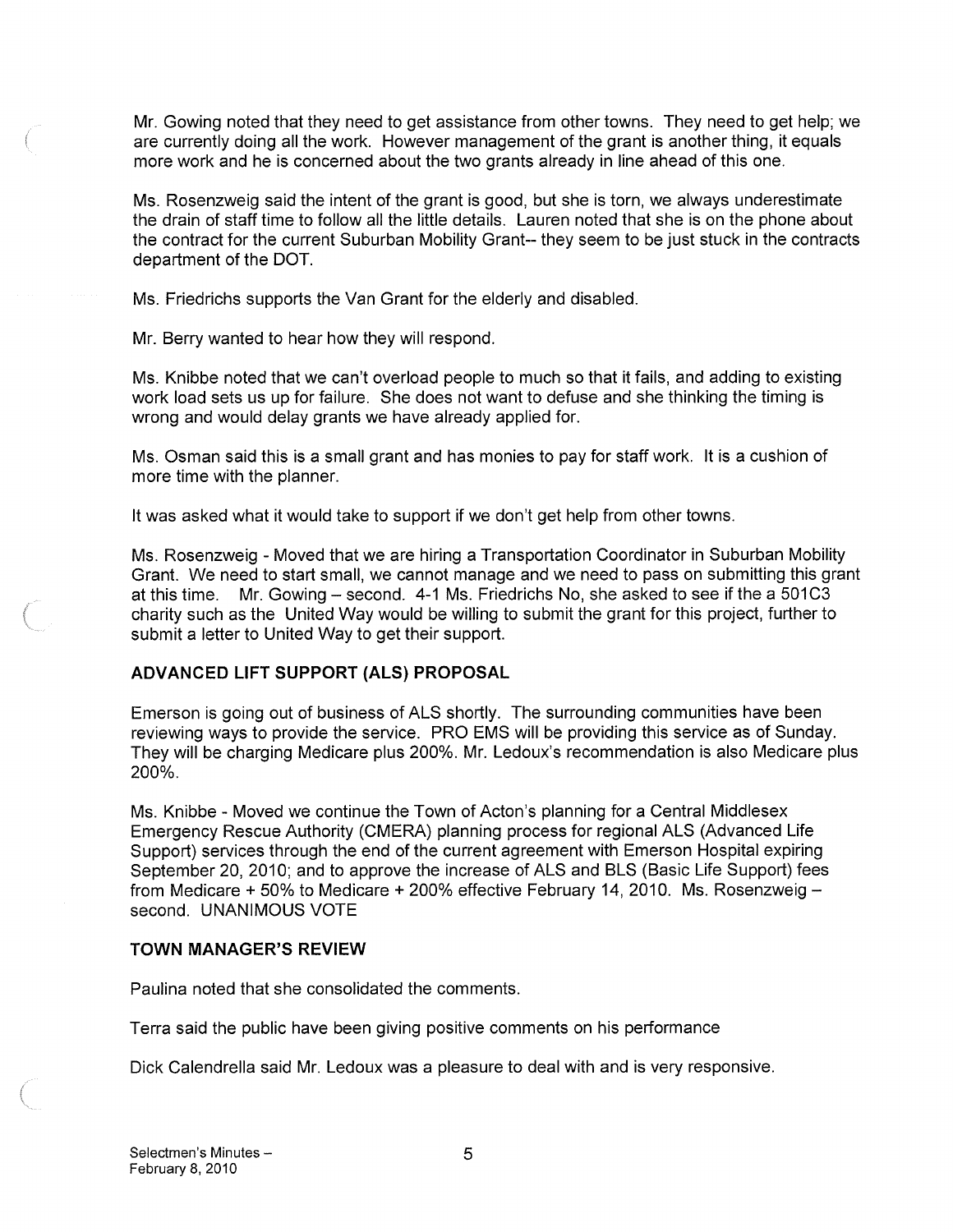Mr. Gowing noted that they need to get assistance from other towns. They need to get help; we are currently doing all the work. However management of the grant is another thing, it equals more work and he is concerned about the two grants already in line ahead of this one.

Ms. Rosenzweig said the intent of the grant is good, but she is torn, we always underestimate the drain of staff time to follow all the little details. Lauren noted that she is on the phone about the contract for the current Suburban Mobility Grant-- they seem to be just stuck in the contracts department of the DOT.

Ms. Friedrichs supports the Van Grant for the elderly and disabled.

Mr. Berry wanted to hear how they will respond.

Ms. Knibbe noted that we can't overload people to much so that it fails, and adding to existing work load sets us up for failure. She does not want to defuse and she thinking the timing is wrong and would delay grants we have already applied for.

Ms. Osman said this is a small grant and has monies to pay for staff work. It is a cushion of more time with the planner.

It was asked what it would take to support if we don't get help from other towns.

Ms. Rosenzweig - Moved that we are hiring a Transportation Coordinator in Suburban Mobility Grant. We need to start small, we cannot manage and we need to pass on submitting this grant at this time. Mr. Gowing – second. 4-1 Ms. Friedrichs No, she asked to see if the a 501C3 charity such as the United Way would be willing to submit the grant for this project, further to submit a letter to United Way to get their support.

## ADVANCED LIFT SUPPORT (ALS) PROPOSAL

Emerson is going out of business of ALS shortly. The surrounding communities have been reviewing ways to provide the service. PRO EMS will be providing this service as of Sunday. They will be charging Medicare plus 200%. Mr. Ledoux's recommendation is also Medicare plus 200%.

Ms. Knibbe - Moved we continue the Town of Acton's planning for a Central Middlesex Emergency Rescue Authority (CMERA) planning process for regional ALS (Advanced Life Support) services through the end of the current agreement with Emerson Hospital expiring September 20, 2010; and to approve the increase of ALS and BLS (Basic Life Support) fees from Medicare + 50% to Medicare + 200% effective February 14, 2010. Ms. Rosenzweig – second. UNANIMOUS VOTE

## TOWN MANAGER'S REVIEW

Paulina noted that she consolidated the comments.

Terra said the public have been giving positive comments on his performance

Dick Calendrella said Mr. Ledoux was a pleasure to deal with and is very responsive.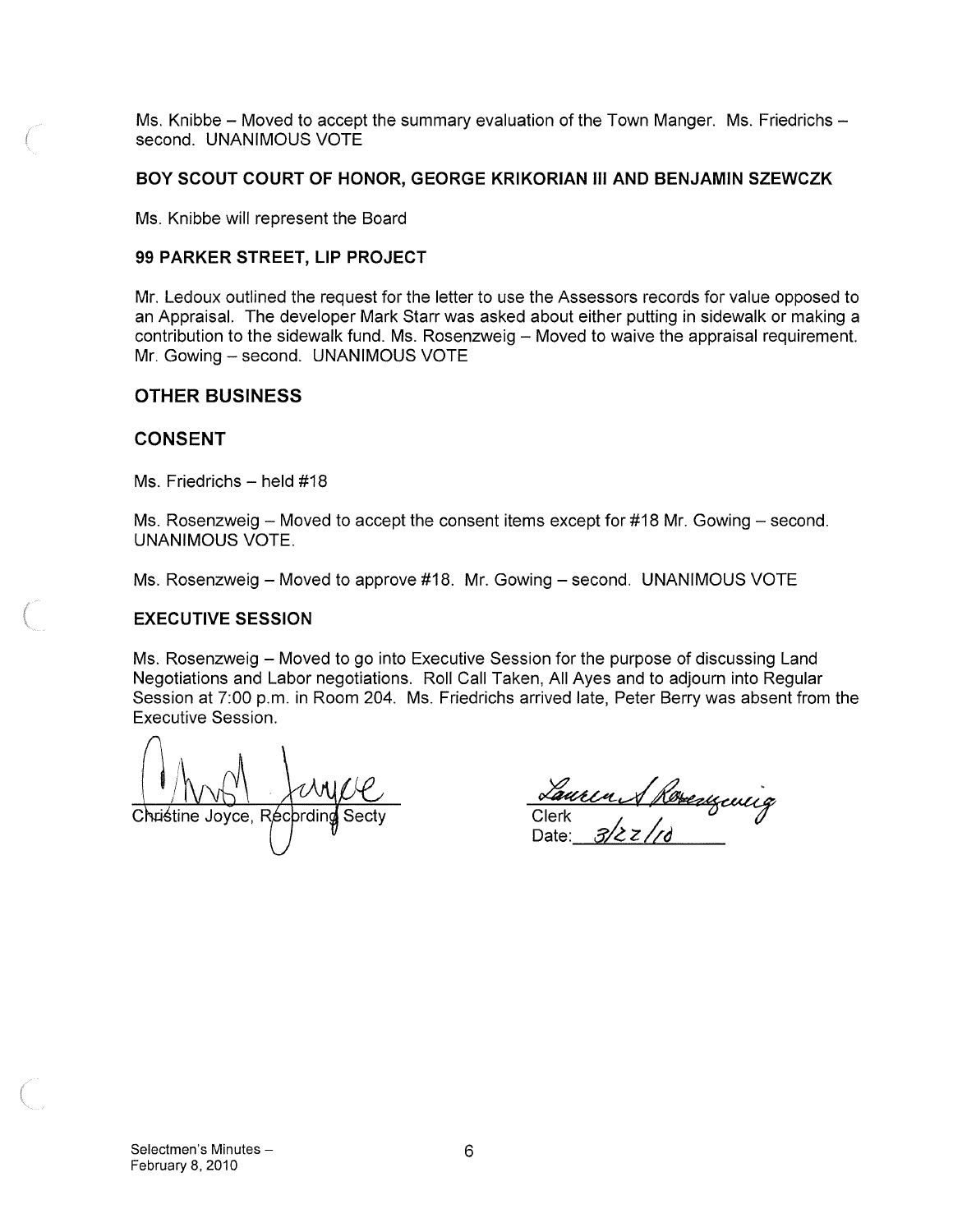Ms. Knibbe – Moved to accept the summary evaluation of the Town Manger. Ms. Friedrichs – second. UNANIMOUS VOTE

### BOY SCOUT COURT OF HONOR, GEORGE KRIKORIAN III AND BENJAMIN SZEWCZK

Ms. Knibbe will represent the Board

### 99 PARKER STREET, LIP PROJECT

Mr. Ledoux outlined the request for the letter to use the Assessors records for value opposed to an Appraisal. The developer Mark Starr was asked about either putting in sidewalk or making a contribution to the sidewalk fund. Ms. Rosenzweig – Moved to waive the appraisal requirement. Mr. Gowing – second. UNANIMOUS VOTE

## OTHER BUSINESS

## CONSENT

Ms. Friedrichs – held #18

Ms. Rosenzweig – Moved to accept the consent items except for #18 Mr. Gowing – second. UNANIMOUS VOTE.

Ms. Rosenzweig – Moved to approve #18. Mr. Gowing – second. UNANIMOUS VOTE

### EXECUTIVE SESSION

Ms. Rosenzweig – Moved to go into Executive Session for the purpose of discussing Land Negotiations and Labor negotiations. Roll Call Taken, All Ayes and to adjourn into Regular Session at 7:00 p.m. in Room 204. Ms. Friedrichs arrived late, Peter Berry was absent from the Executive Session.

Christine Joyce, Recording Secty

Lauren A Rosenzweig
Clerk
Date: 3/22/10